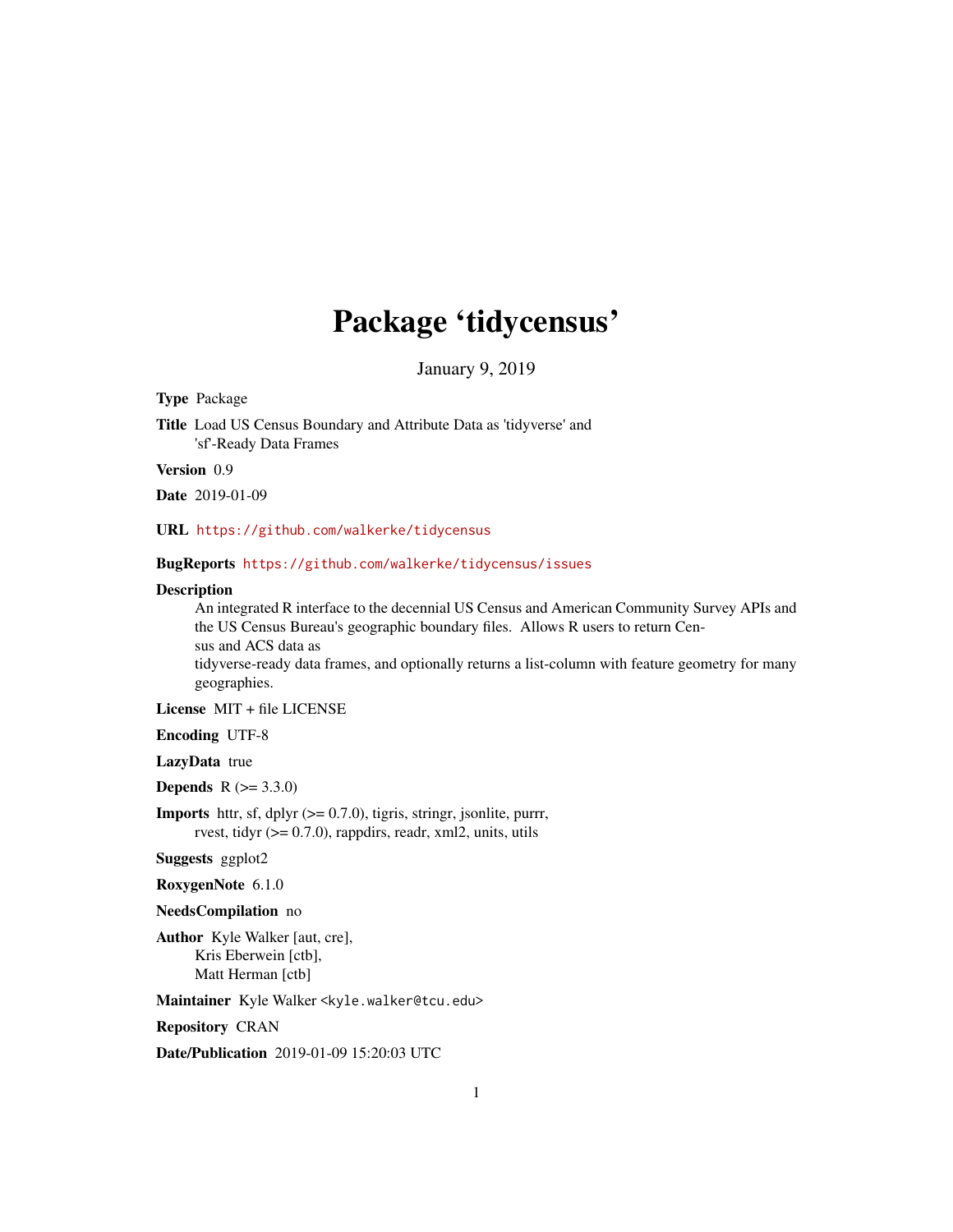# Package 'tidycensus'

January 9, 2019

**Type** Package

**Title** Load US Census Boundary and Attribute Data as 'tidyverse' and 'sf'-Ready Data Frames

**Version** 0.9

**Date** 2019-01-09

**URL** https://github.com/walkerke/tidycensus

**BugReports** https://github.com/walkerke/tidycensus/issues

**Description** An integrated R interface to the decennial US Census and American Community Survey APIs and the US Census Bureau's geographic boundary files. Allows R users to return Census and ACS data as tidyverse-ready data frames, and optionally returns a list-column with feature geometry for many geographies.

**License** MIT + file LICENSE

**Encoding** UTF-8

**LazyData** true

**Depends** R (>= 3.3.0)

**Imports** httr, sf, dplyr (>= 0.7.0), tigris, stringr, jsonlite, purrr, rvest, tidyr (>= 0.7.0), rappdirs, readr, xml2, units, utils

**Suggests** ggplot2

**RoxygenNote** 6.1.0

**NeedsCompilation** no

**Author** Kyle Walker [aut, cre], Kris Eberwein [ctb], Matt Herman [ctb]

**Maintainer** Kyle Walker <kyle.walker@tcu.edu>

**Repository** CRAN

**Date/Publication** 2019-01-09 15:20:03 UTC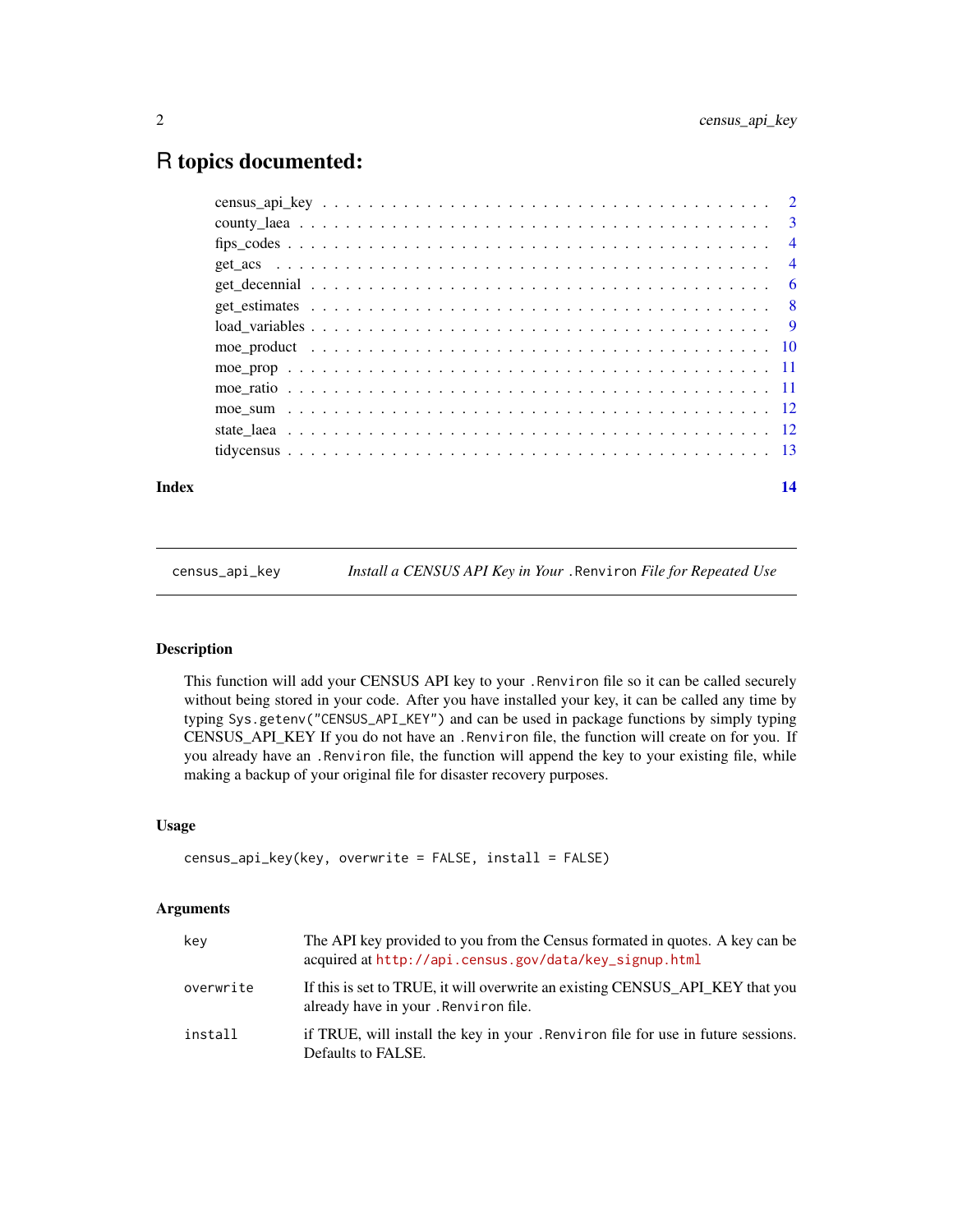# R topics documented:

| | |
|---|---|
| census_api_key | 2 |
| county_laea | 3 |
| fips_codes | 4 |
| get_acs | 4 |
| get_decennial | 6 |
| get_estimates | 8 |
| load_variables | 9 |
| moe_product | 10 |
| moe_prop | 11 |
| moe_ratio | 11 |
| moe_sum | 12 |
| state_laea | 12 |
| tidycensus | 13 |

**Index** **14**

---

## census_api_key — *Install a CENSUS API Key in Your `.Renviron` File for Repeated Use*

---

### Description

This function will add your CENSUS API key to your `.Renviron` file so it can be called securely without being stored in your code. After you have installed your key, it can be called any time by typing `Sys.getenv("CENSUS_API_KEY")` and can be used in package functions by simply typing CENSUS_API_KEY If you do not have an `.Renviron` file, the function will create on for you. If you already have an `.Renviron` file, the function will append the key to your existing file, while making a backup of your original file for disaster recovery purposes.

### Usage

```
census_api_key(key, overwrite = FALSE, install = FALSE)
```

### Arguments

| | |
|---|---|
| `key` | The API key provided to you from the Census formated in quotes. A key can be acquired at http://api.census.gov/data/key_signup.html |
| `overwrite` | If this is set to TRUE, it will overwrite an existing CENSUS_API_KEY that you already have in your `.Renviron` file. |
| `install` | if TRUE, will install the key in your `.Renviron` file for use in future sessions. Defaults to FALSE. |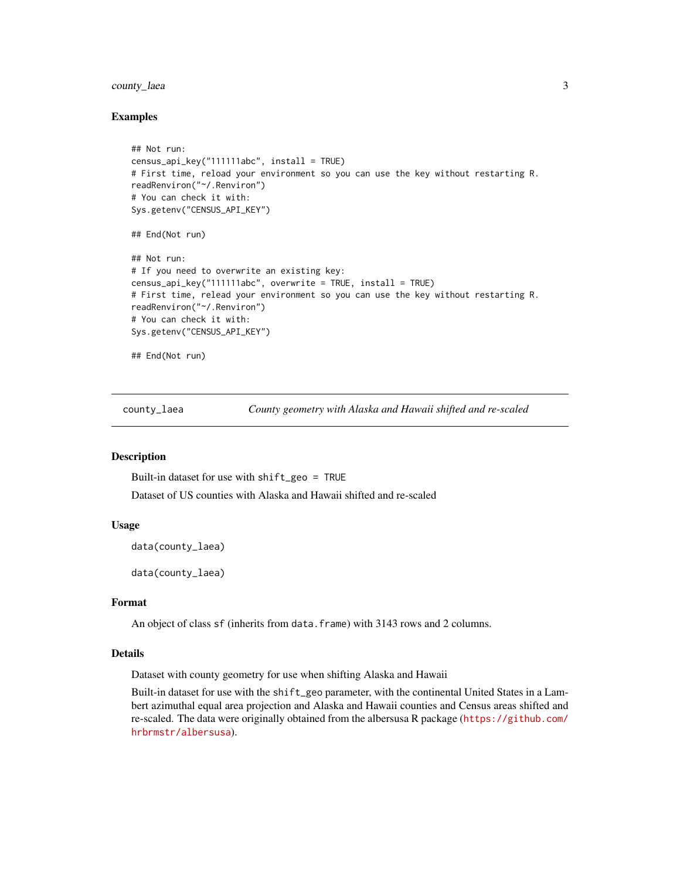## Examples

```
## Not run:
census_api_key("111111abc", install = TRUE)
# First time, reload your environment so you can use the key without restarting R.
readRenviron("~/.Renviron")
# You can check it with:
Sys.getenv("CENSUS_API_KEY")

## End(Not run)

## Not run:
# If you need to overwrite an existing key:
census_api_key("111111abc", overwrite = TRUE, install = TRUE)
# First time, relead your environment so you can use the key without restarting R.
readRenviron("~/.Renviron")
# You can check it with:
Sys.getenv("CENSUS_API_KEY")

## End(Not run)
```

---

# county_laea — *County geometry with Alaska and Hawaii shifted and re-scaled*

---

## Description

Built-in dataset for use with `shift_geo = TRUE`

Dataset of US counties with Alaska and Hawaii shifted and re-scaled

## Usage

```
data(county_laea)

data(county_laea)
```

## Format

An object of class `sf` (inherits from `data.frame`) with 3143 rows and 2 columns.

## Details

Dataset with county geometry for use when shifting Alaska and Hawaii

Built-in dataset for use with the `shift_geo` parameter, with the continental United States in a Lambert azimuthal equal area projection and Alaska and Hawaii counties and Census areas shifted and re-scaled. The data were originally obtained from the albersusa R package (https://github.com/hrbrmstr/albersusa).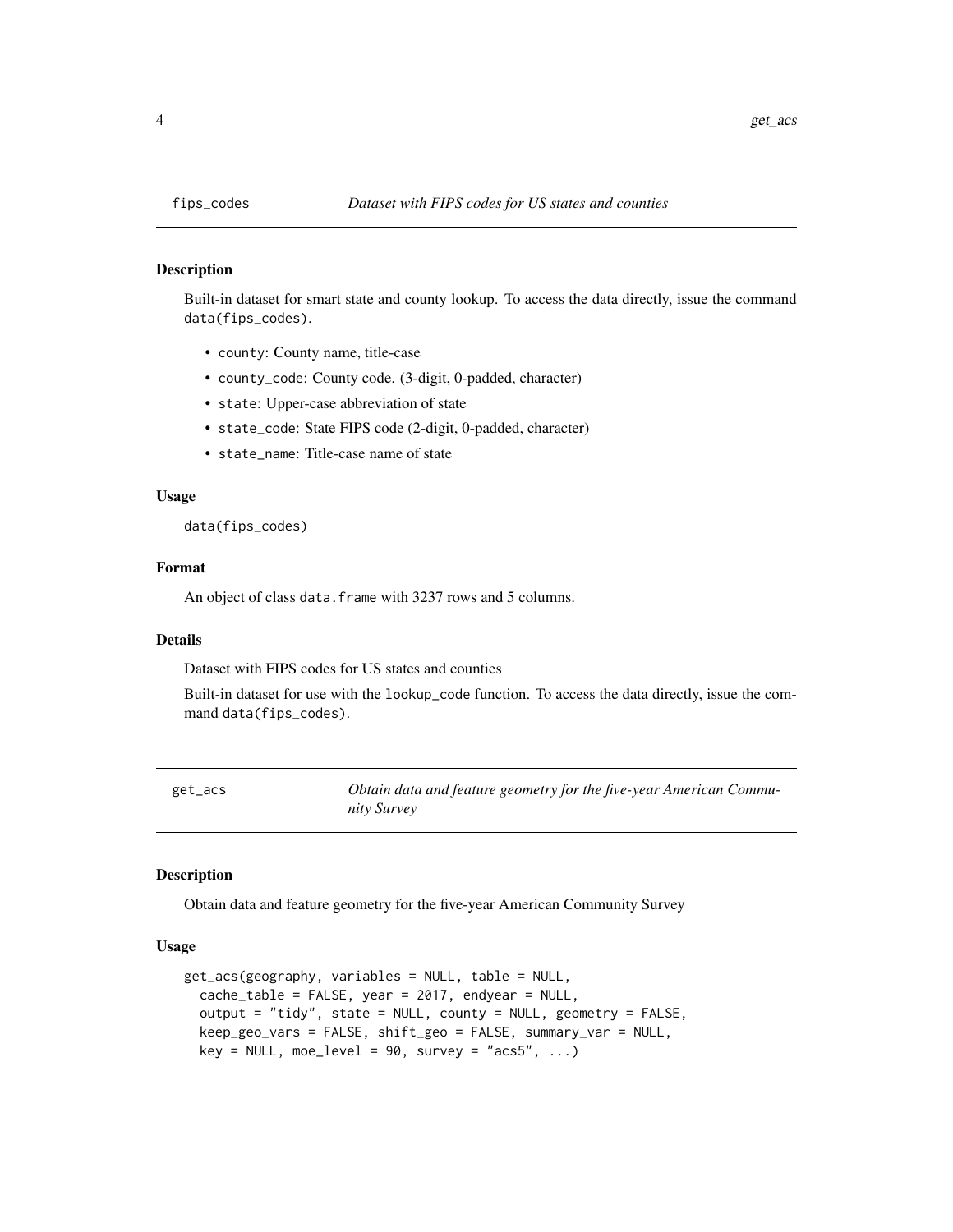## fips_codes *Dataset with FIPS codes for US states and counties*

### Description

Built-in dataset for smart state and county lookup. To access the data directly, issue the command `data(fips_codes)`.

- `county`: County name, title-case
- `county_code`: County code. (3-digit, 0-padded, character)
- `state`: Upper-case abbreviation of state
- `state_code`: State FIPS code (2-digit, 0-padded, character)
- `state_name`: Title-case name of state

### Usage

```
data(fips_codes)
```

### Format

An object of class `data.frame` with 3237 rows and 5 columns.

### Details

Dataset with FIPS codes for US states and counties

Built-in dataset for use with the `lookup_code` function. To access the data directly, issue the command `data(fips_codes)`.

## get_acs *Obtain data and feature geometry for the five-year American Community Survey*

### Description

Obtain data and feature geometry for the five-year American Community Survey

### Usage

```
get_acs(geography, variables = NULL, table = NULL,
  cache_table = FALSE, year = 2017, endyear = NULL,
  output = "tidy", state = NULL, county = NULL, geometry = FALSE,
  keep_geo_vars = FALSE, shift_geo = FALSE, summary_var = NULL,
  key = NULL, moe_level = 90, survey = "acs5", ...)
```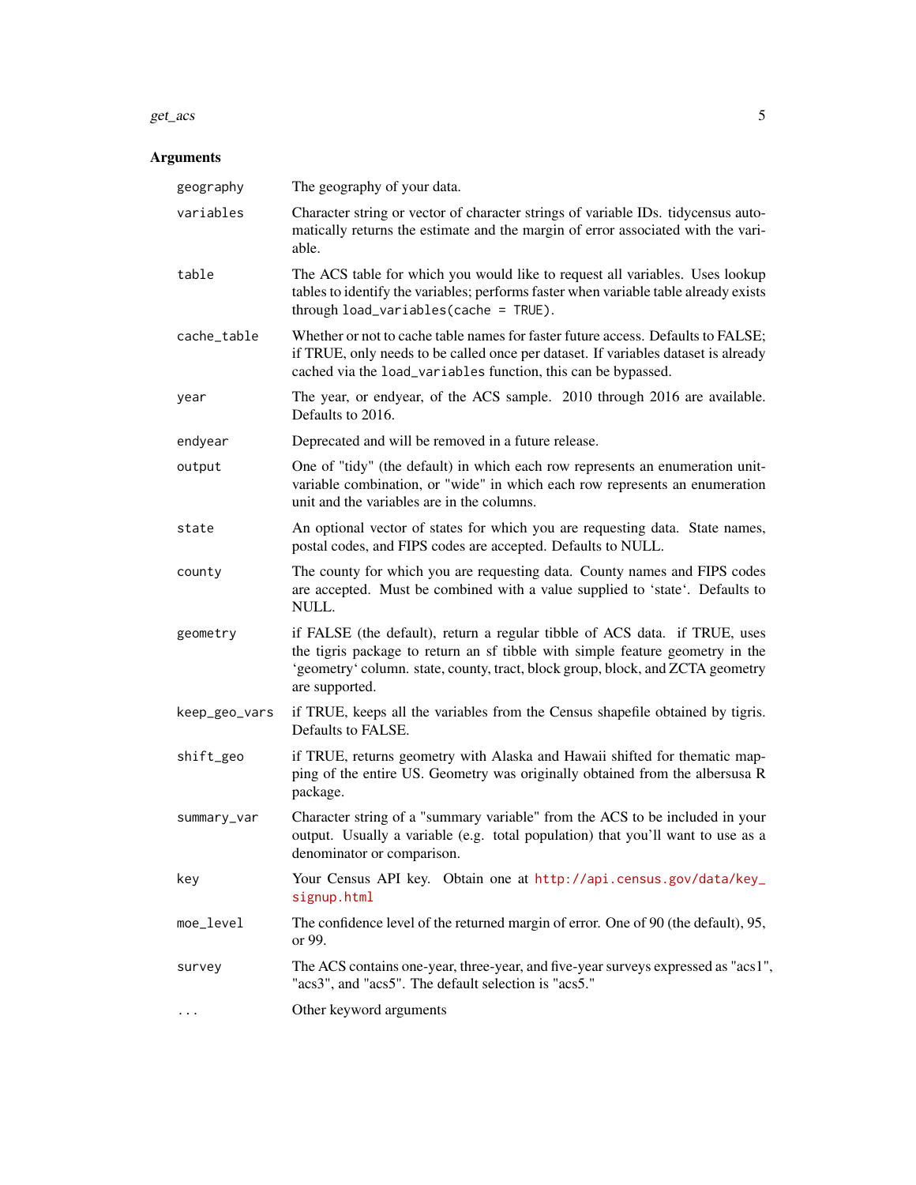## Arguments

| Argument | Description |
| --- | --- |
| `geography` | The geography of your data. |
| `variables` | Character string or vector of character strings of variable IDs. tidycensus automatically returns the estimate and the margin of error associated with the variable. |
| `table` | The ACS table for which you would like to request all variables. Uses lookup tables to identify the variables; performs faster when variable table already exists through `load_variables(cache = TRUE)`. |
| `cache_table` | Whether or not to cache table names for faster future access. Defaults to FALSE; if TRUE, only needs to be called once per dataset. If variables dataset is already cached via the `load_variables` function, this can be bypassed. |
| `year` | The year, or endyear, of the ACS sample. 2010 through 2016 are available. Defaults to 2016. |
| `endyear` | Deprecated and will be removed in a future release. |
| `output` | One of "tidy" (the default) in which each row represents an enumeration unit-variable combination, or "wide" in which each row represents an enumeration unit and the variables are in the columns. |
| `state` | An optional vector of states for which you are requesting data. State names, postal codes, and FIPS codes are accepted. Defaults to NULL. |
| `county` | The county for which you are requesting data. County names and FIPS codes are accepted. Must be combined with a value supplied to 'state'. Defaults to NULL. |
| `geometry` | if FALSE (the default), return a regular tibble of ACS data. if TRUE, uses the tigris package to return an sf tibble with simple feature geometry in the 'geometry' column. state, county, tract, block group, block, and ZCTA geometry are supported. |
| `keep_geo_vars` | if TRUE, keeps all the variables from the Census shapefile obtained by tigris. Defaults to FALSE. |
| `shift_geo` | if TRUE, returns geometry with Alaska and Hawaii shifted for thematic mapping of the entire US. Geometry was originally obtained from the albersusa R package. |
| `summary_var` | Character string of a "summary variable" from the ACS to be included in your output. Usually a variable (e.g. total population) that you'll want to use as a denominator or comparison. |
| `key` | Your Census API key. Obtain one at http://api.census.gov/data/key_signup.html |
| `moe_level` | The confidence level of the returned margin of error. One of 90 (the default), 95, or 99. |
| `survey` | The ACS contains one-year, three-year, and five-year surveys expressed as "acs1", "acs3", and "acs5". The default selection is "acs5." |
| `...` | Other keyword arguments |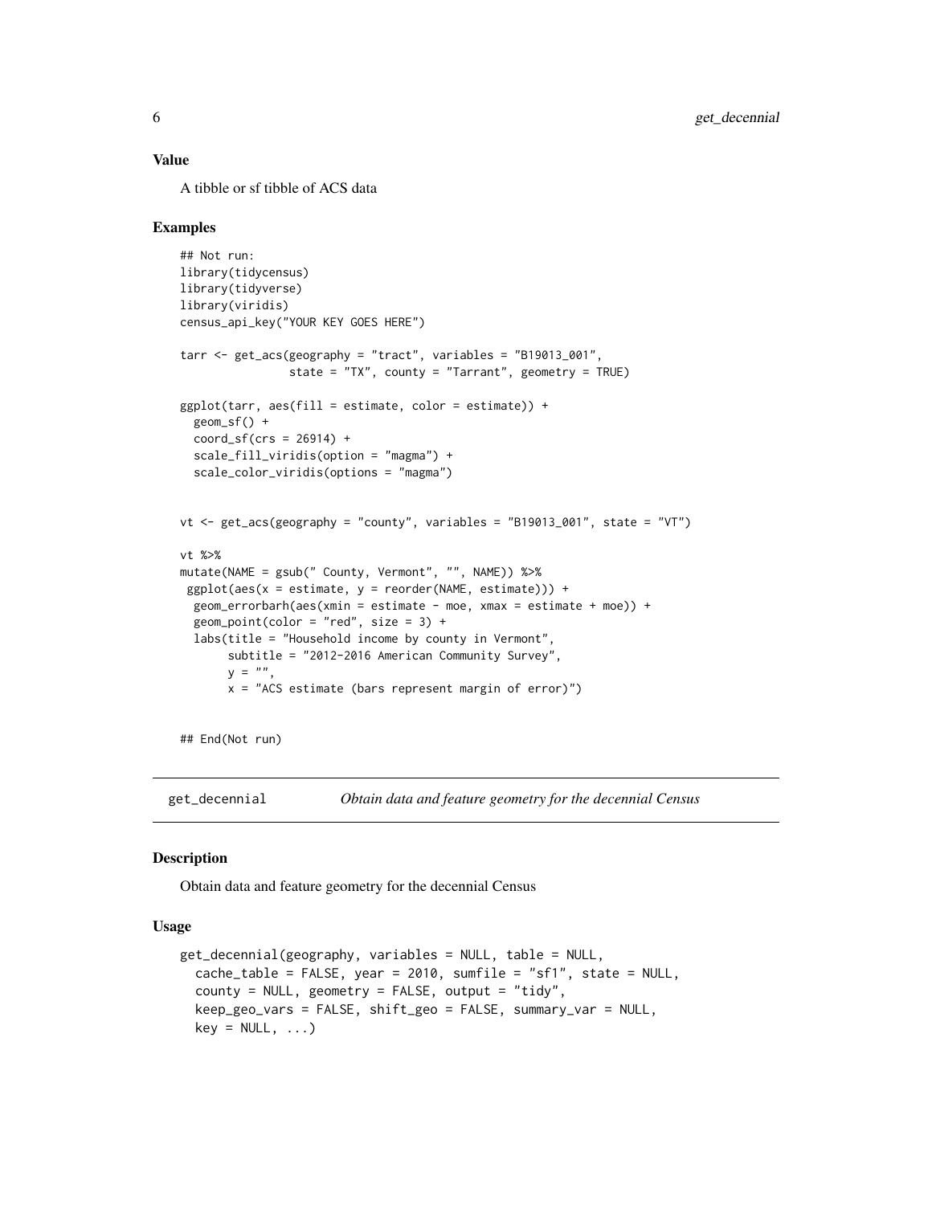## Value

A tibble or sf tibble of ACS data

## Examples

```
## Not run:
library(tidycensus)
library(tidyverse)
library(viridis)
census_api_key("YOUR KEY GOES HERE")

tarr <- get_acs(geography = "tract", variables = "B19013_001",
                state = "TX", county = "Tarrant", geometry = TRUE)

ggplot(tarr, aes(fill = estimate, color = estimate)) +
  geom_sf() +
  coord_sf(crs = 26914) +
  scale_fill_viridis(option = "magma") +
  scale_color_viridis(options = "magma")


vt <- get_acs(geography = "county", variables = "B19013_001", state = "VT")

vt %>%
mutate(NAME = gsub(" County, Vermont", "", NAME)) %>%
 ggplot(aes(x = estimate, y = reorder(NAME, estimate))) +
  geom_errorbarh(aes(xmin = estimate - moe, xmax = estimate + moe)) +
  geom_point(color = "red", size = 3) +
  labs(title = "Household income by county in Vermont",
       subtitle = "2012-2016 American Community Survey",
       y = "",
       x = "ACS estimate (bars represent margin of error)")


## End(Not run)
```

# get_decennial    *Obtain data and feature geometry for the decennial Census*

## Description

Obtain data and feature geometry for the decennial Census

## Usage

```
get_decennial(geography, variables = NULL, table = NULL,
  cache_table = FALSE, year = 2010, sumfile = "sf1", state = NULL,
  county = NULL, geometry = FALSE, output = "tidy",
  keep_geo_vars = FALSE, shift_geo = FALSE, summary_var = NULL,
  key = NULL, ...)
```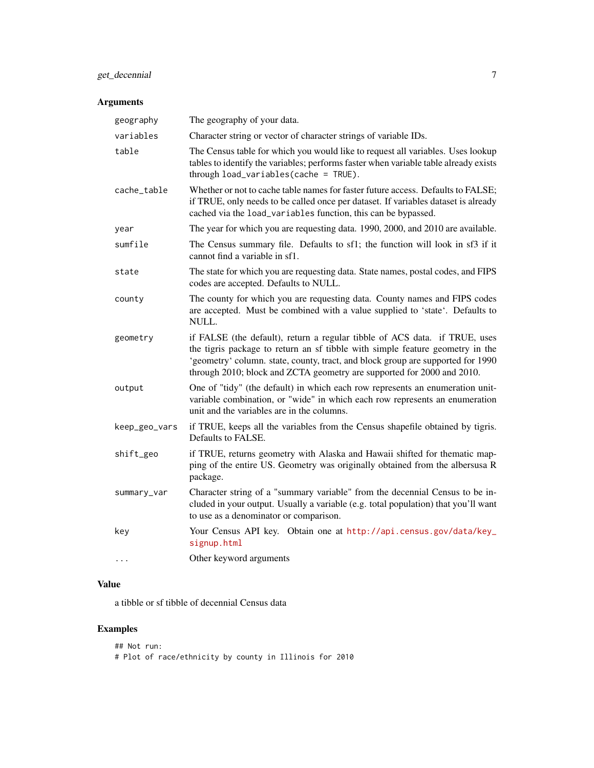## Arguments

| | |
|---|---|
| `geography` | The geography of your data. |
| `variables` | Character string or vector of character strings of variable IDs. |
| `table` | The Census table for which you would like to request all variables. Uses lookup tables to identify the variables; performs faster when variable table already exists through `load_variables(cache = TRUE)`. |
| `cache_table` | Whether or not to cache table names for faster future access. Defaults to FALSE; if TRUE, only needs to be called once per dataset. If variables dataset is already cached via the `load_variables` function, this can be bypassed. |
| `year` | The year for which you are requesting data. 1990, 2000, and 2010 are available. |
| `sumfile` | The Census summary file. Defaults to sf1; the function will look in sf3 if it cannot find a variable in sf1. |
| `state` | The state for which you are requesting data. State names, postal codes, and FIPS codes are accepted. Defaults to NULL. |
| `county` | The county for which you are requesting data. County names and FIPS codes are accepted. Must be combined with a value supplied to 'state'. Defaults to NULL. |
| `geometry` | if FALSE (the default), return a regular tibble of ACS data. if TRUE, uses the tigris package to return an sf tibble with simple feature geometry in the 'geometry' column. state, county, tract, and block group are supported for 1990 through 2010; block and ZCTA geometry are supported for 2000 and 2010. |
| `output` | One of "tidy" (the default) in which each row represents an enumeration unit-variable combination, or "wide" in which each row represents an enumeration unit and the variables are in the columns. |
| `keep_geo_vars` | if TRUE, keeps all the variables from the Census shapefile obtained by tigris. Defaults to FALSE. |
| `shift_geo` | if TRUE, returns geometry with Alaska and Hawaii shifted for thematic mapping of the entire US. Geometry was originally obtained from the albersusa R package. |
| `summary_var` | Character string of a "summary variable" from the decennial Census to be included in your output. Usually a variable (e.g. total population) that you'll want to use as a denominator or comparison. |
| `key` | Your Census API key. Obtain one at http://api.census.gov/data/key_signup.html |
| `...` | Other keyword arguments |

## Value

a tibble or sf tibble of decennial Census data

## Examples

```
## Not run:
# Plot of race/ethnicity by county in Illinois for 2010
```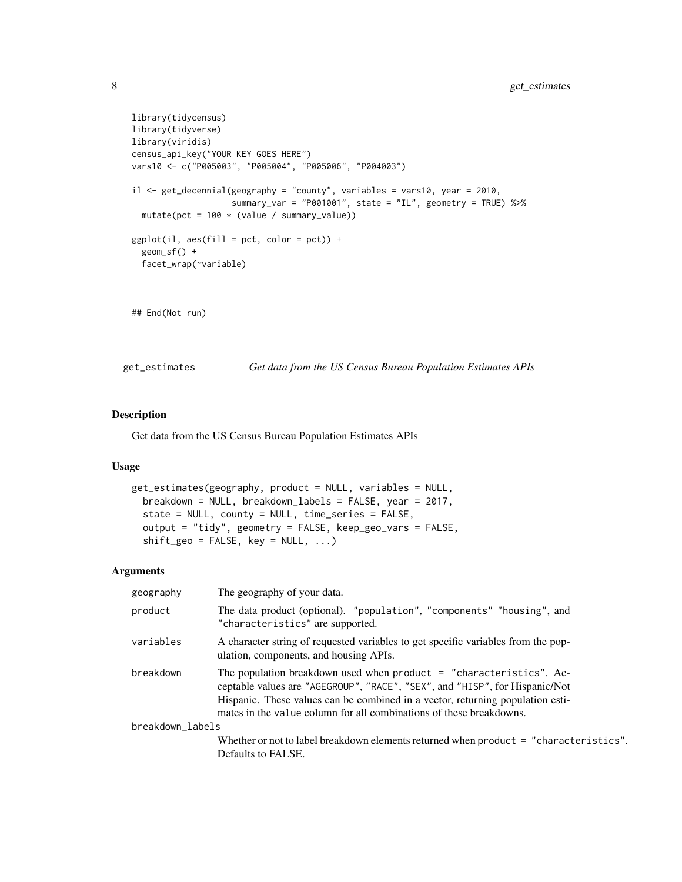```
library(tidycensus)
library(tidyverse)
library(viridis)
census_api_key("YOUR KEY GOES HERE")
vars10 <- c("P005003", "P005004", "P005006", "P004003")

il <- get_decennial(geography = "county", variables = vars10, year = 2010,
                    summary_var = "P001001", state = "IL", geometry = TRUE) %>%
  mutate(pct = 100 * (value / summary_value))

ggplot(il, aes(fill = pct, color = pct)) +
  geom_sf() +
  facet_wrap(~variable)


## End(Not run)
```

## get_estimates — *Get data from the US Census Bureau Population Estimates APIs*

### Description

Get data from the US Census Bureau Population Estimates APIs

### Usage

```
get_estimates(geography, product = NULL, variables = NULL,
  breakdown = NULL, breakdown_labels = FALSE, year = 2017,
  state = NULL, county = NULL, time_series = FALSE,
  output = "tidy", geometry = FALSE, keep_geo_vars = FALSE,
  shift_geo = FALSE, key = NULL, ...)
```

### Arguments

| | |
|---|---|
| `geography` | The geography of your data. |
| `product` | The data product (optional). "population", "components" "housing", and "characteristics" are supported. |
| `variables` | A character string of requested variables to get specific variables from the population, components, and housing APIs. |
| `breakdown` | The population breakdown used when `product = "characteristics"`. Acceptable values are "AGEGROUP", "RACE", "SEX", and "HISP", for Hispanic/Not Hispanic. These values can be combined in a vector, returning population estimates in the `value` column for all combinations of these breakdowns. |
| `breakdown_labels` | Whether or not to label breakdown elements returned when `product = "characteristics"`. Defaults to FALSE. |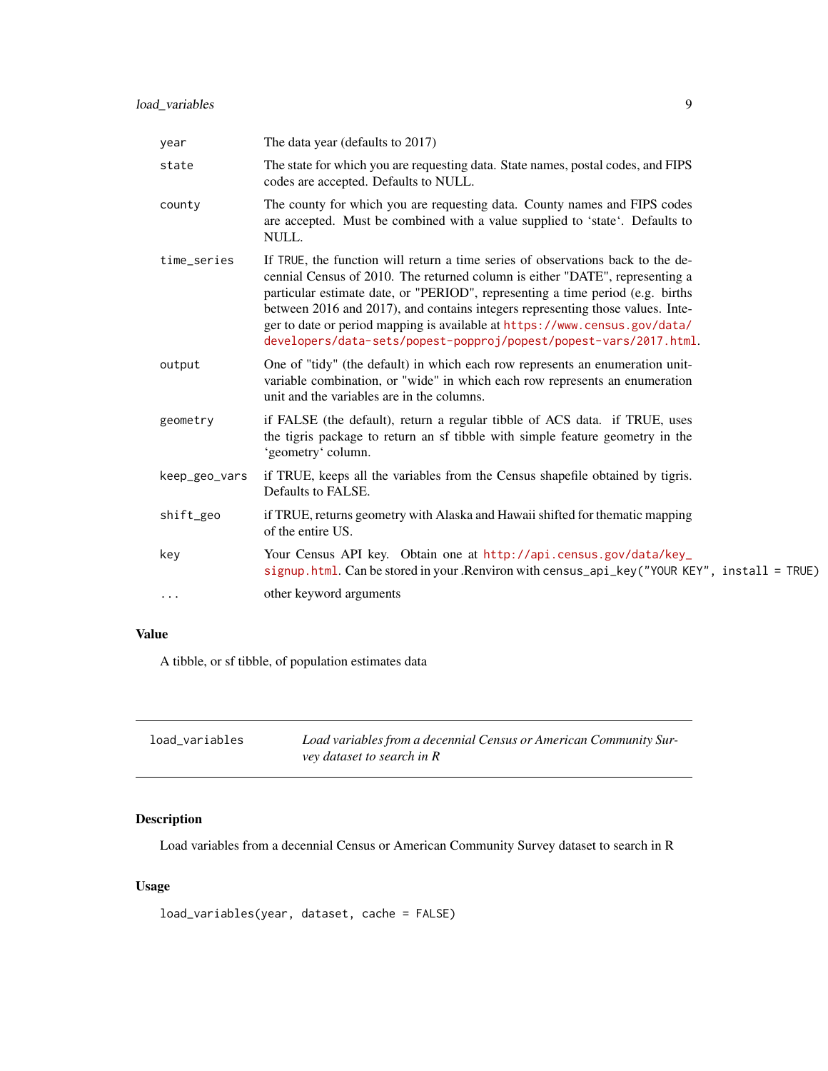| | |
|---|---|
| year | The data year (defaults to 2017) |
| state | The state for which you are requesting data. State names, postal codes, and FIPS codes are accepted. Defaults to NULL. |
| county | The county for which you are requesting data. County names and FIPS codes are accepted. Must be combined with a value supplied to 'state'. Defaults to NULL. |
| time_series | If TRUE, the function will return a time series of observations back to the decennial Census of 2010. The returned column is either "DATE", representing a particular estimate date, or "PERIOD", representing a time period (e.g. births between 2016 and 2017), and contains integers representing those values. Integer to date or period mapping is available at https://www.census.gov/data/developers/data-sets/popest-popproj/popest/popest-vars/2017.html. |
| output | One of "tidy" (the default) in which each row represents an enumeration unit-variable combination, or "wide" in which each row represents an enumeration unit and the variables are in the columns. |
| geometry | if FALSE (the default), return a regular tibble of ACS data. if TRUE, uses the tigris package to return an sf tibble with simple feature geometry in the 'geometry' column. |
| keep_geo_vars | if TRUE, keeps all the variables from the Census shapefile obtained by tigris. Defaults to FALSE. |
| shift_geo | if TRUE, returns geometry with Alaska and Hawaii shifted for thematic mapping of the entire US. |
| key | Your Census API key. Obtain one at http://api.census.gov/data/key_signup.html. Can be stored in your .Renviron with `census_api_key("YOUR KEY", install = TRUE)` |
| ... | other keyword arguments |

## Value

A tibble, or sf tibble, of population estimates data

---

## load_variables — *Load variables from a decennial Census or American Community Survey dataset to search in R*

---

## Description

Load variables from a decennial Census or American Community Survey dataset to search in R

## Usage

```
load_variables(year, dataset, cache = FALSE)
```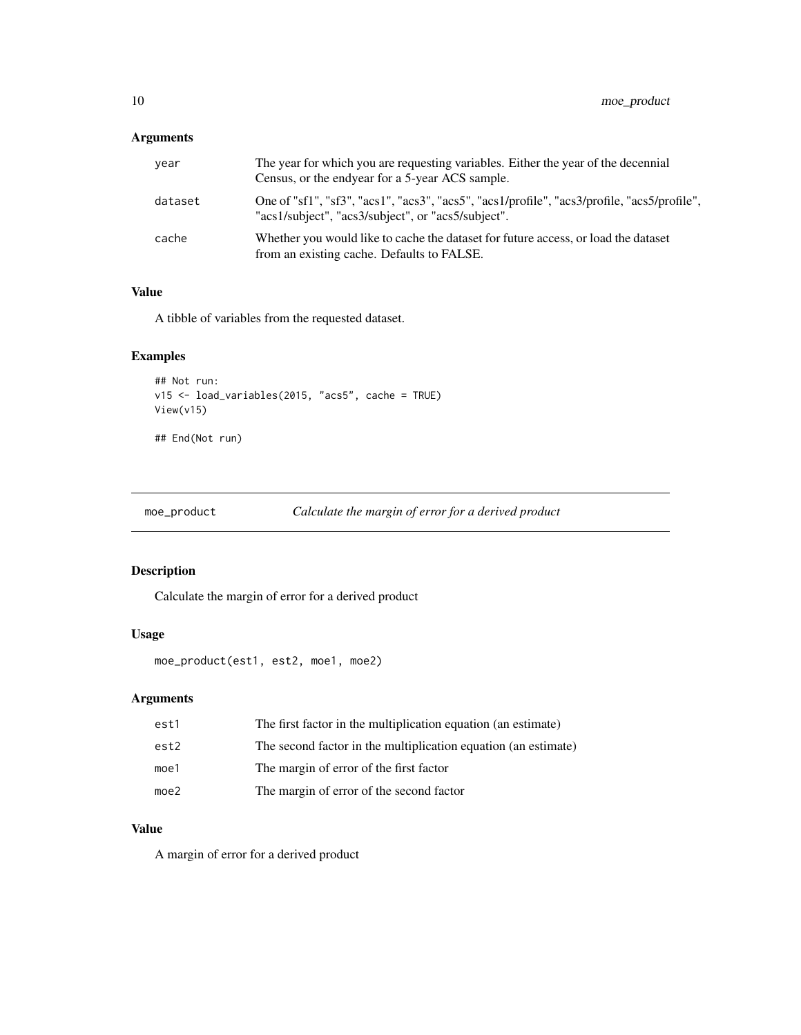## Arguments

| | |
|---|---|
| year | The year for which you are requesting variables. Either the year of the decennial Census, or the endyear for a 5-year ACS sample. |
| dataset | One of "sf1", "sf3", "acs1", "acs3", "acs5", "acs1/profile", "acs3/profile, "acs5/profile", "acs1/subject", "acs3/subject", or "acs5/subject". |
| cache | Whether you would like to cache the dataset for future access, or load the dataset from an existing cache. Defaults to FALSE. |

## Value

A tibble of variables from the requested dataset.

## Examples

```
## Not run:
v15 <- load_variables(2015, "acs5", cache = TRUE)
View(v15)

## End(Not run)
```

---

# moe_product *Calculate the margin of error for a derived product*

---

## Description

Calculate the margin of error for a derived product

## Usage

```
moe_product(est1, est2, moe1, moe2)
```

## Arguments

| | |
|---|---|
| est1 | The first factor in the multiplication equation (an estimate) |
| est2 | The second factor in the multiplication equation (an estimate) |
| moe1 | The margin of error of the first factor |
| moe2 | The margin of error of the second factor |

## Value

A margin of error for a derived product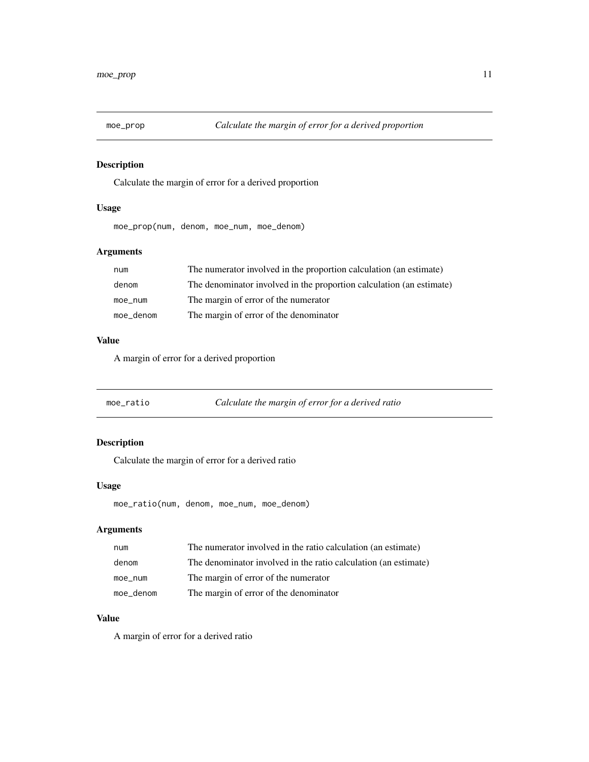## moe_prop — *Calculate the margin of error for a derived proportion*

### Description

Calculate the margin of error for a derived proportion

### Usage

```
moe_prop(num, denom, moe_num, moe_denom)
```

### Arguments

| | |
|---|---|
| `num` | The numerator involved in the proportion calculation (an estimate) |
| `denom` | The denominator involved in the proportion calculation (an estimate) |
| `moe_num` | The margin of error of the numerator |
| `moe_denom` | The margin of error of the denominator |

### Value

A margin of error for a derived proportion

## moe_ratio — *Calculate the margin of error for a derived ratio*

### Description

Calculate the margin of error for a derived ratio

### Usage

```
moe_ratio(num, denom, moe_num, moe_denom)
```

### Arguments

| | |
|---|---|
| `num` | The numerator involved in the ratio calculation (an estimate) |
| `denom` | The denominator involved in the ratio calculation (an estimate) |
| `moe_num` | The margin of error of the numerator |
| `moe_denom` | The margin of error of the denominator |

### Value

A margin of error for a derived ratio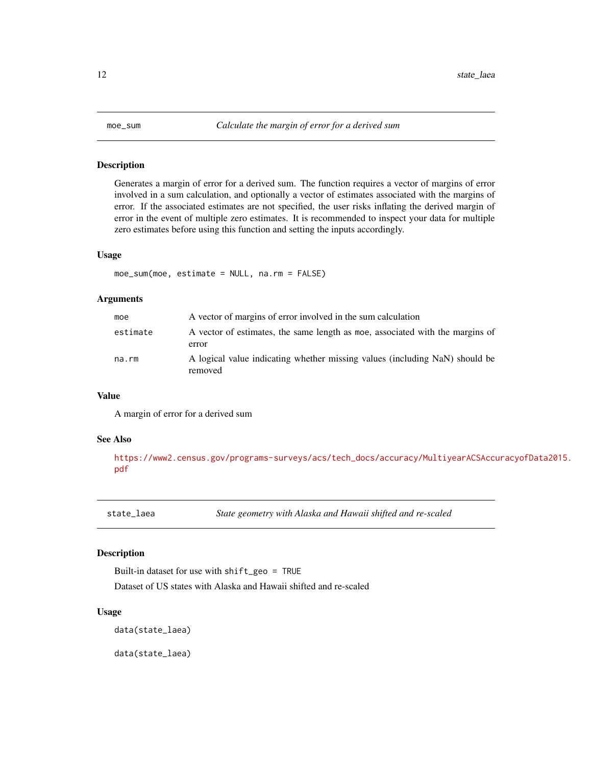## moe_sum — *Calculate the margin of error for a derived sum*

### Description

Generates a margin of error for a derived sum. The function requires a vector of margins of error involved in a sum calculation, and optionally a vector of estimates associated with the margins of error. If the associated estimates are not specified, the user risks inflating the derived margin of error in the event of multiple zero estimates. It is recommended to inspect your data for multiple zero estimates before using this function and setting the inputs accordingly.

### Usage

```
moe_sum(moe, estimate = NULL, na.rm = FALSE)
```

### Arguments

| Argument | Description |
| --- | --- |
| `moe` | A vector of margins of error involved in the sum calculation |
| `estimate` | A vector of estimates, the same length as `moe`, associated with the margins of error |
| `na.rm` | A logical value indicating whether missing values (including NaN) should be removed |

### Value

A margin of error for a derived sum

### See Also

https://www2.census.gov/programs-surveys/acs/tech_docs/accuracy/MultiyearACSAccuracyofData2015.pdf

## state_laea — *State geometry with Alaska and Hawaii shifted and re-scaled*

### Description

Built-in dataset for use with `shift_geo = TRUE`

Dataset of US states with Alaska and Hawaii shifted and re-scaled

### Usage

```
data(state_laea)

data(state_laea)
```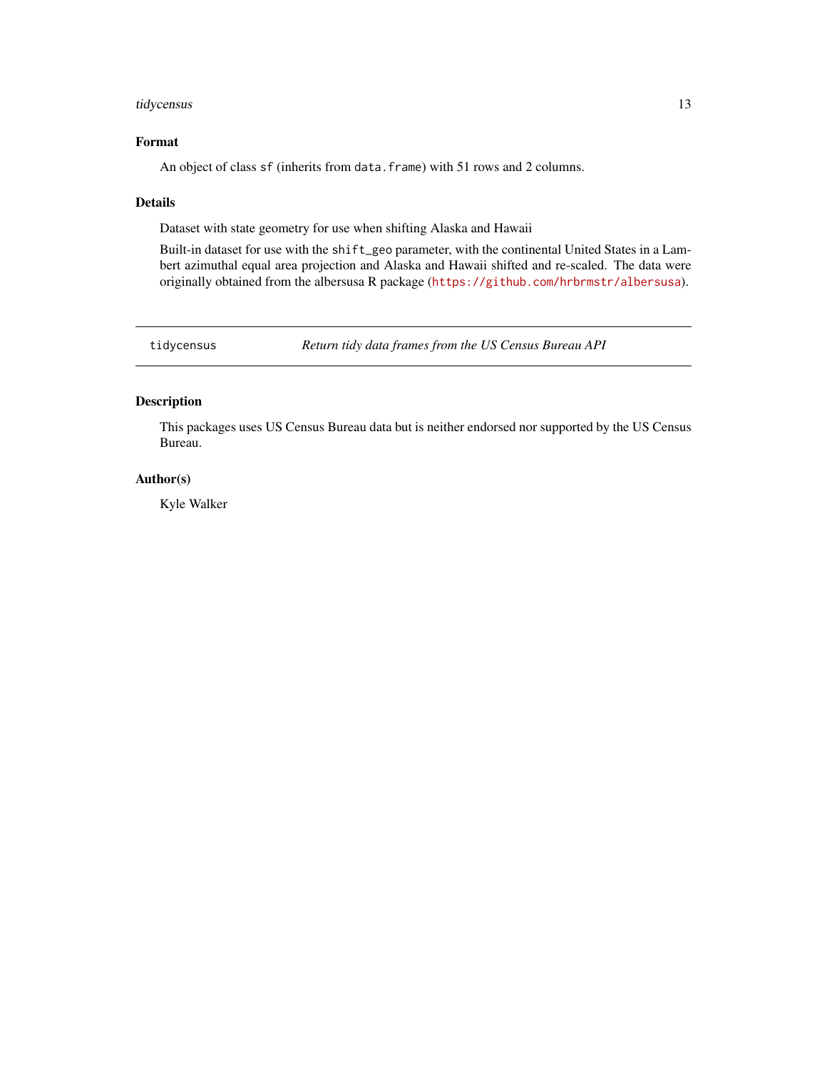### Format

An object of class `sf` (inherits from `data.frame`) with 51 rows and 2 columns.

### Details

Dataset with state geometry for use when shifting Alaska and Hawaii

Built-in dataset for use with the `shift_geo` parameter, with the continental United States in a Lambert azimuthal equal area projection and Alaska and Hawaii shifted and re-scaled. The data were originally obtained from the albersusa R package (https://github.com/hrbrmstr/albersusa).

---

## tidycensus — *Return tidy data frames from the US Census Bureau API*

---

### Description

This packages uses US Census Bureau data but is neither endorsed nor supported by the US Census Bureau.

### Author(s)

Kyle Walker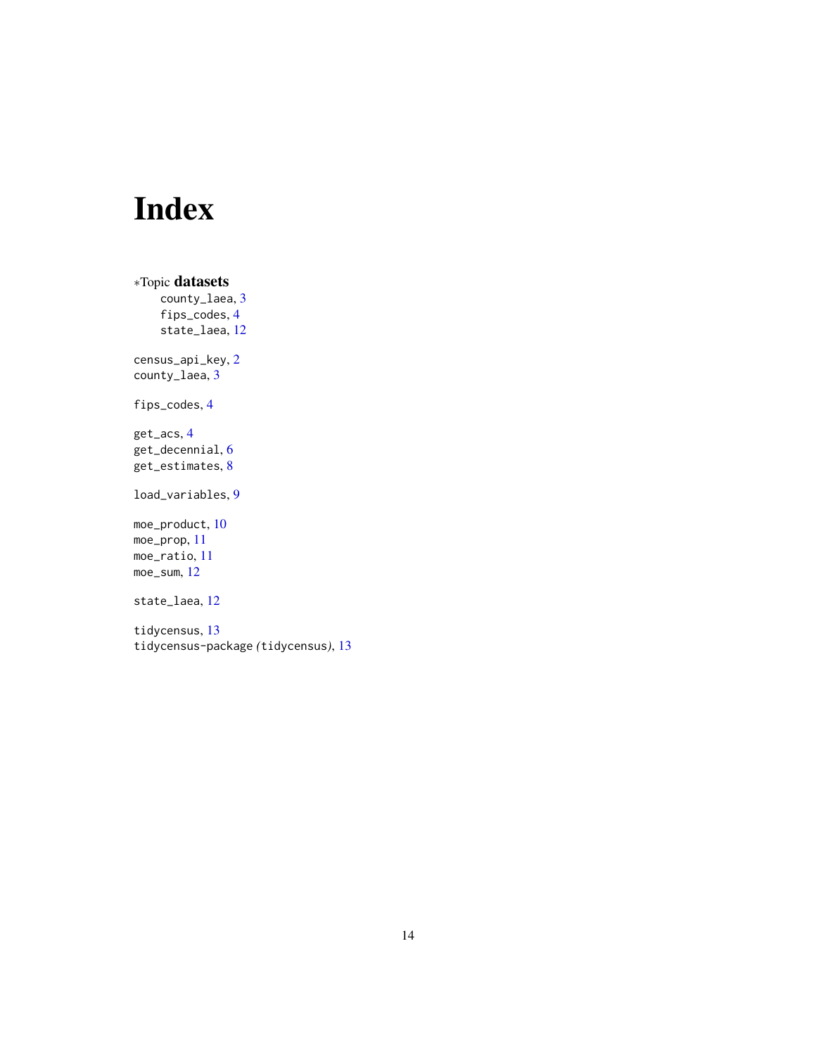# Index

*Topic **datasets**
- county_laea, 3
- fips_codes, 4
- state_laea, 12

census_api_key, 2
county_laea, 3

fips_codes, 4

get_acs, 4
get_decennial, 6
get_estimates, 8

load_variables, 9

moe_product, 10
moe_prop, 11
moe_ratio, 11
moe_sum, 12

state_laea, 12

tidycensus, 13
tidycensus-package *(tidycensus)*, 13